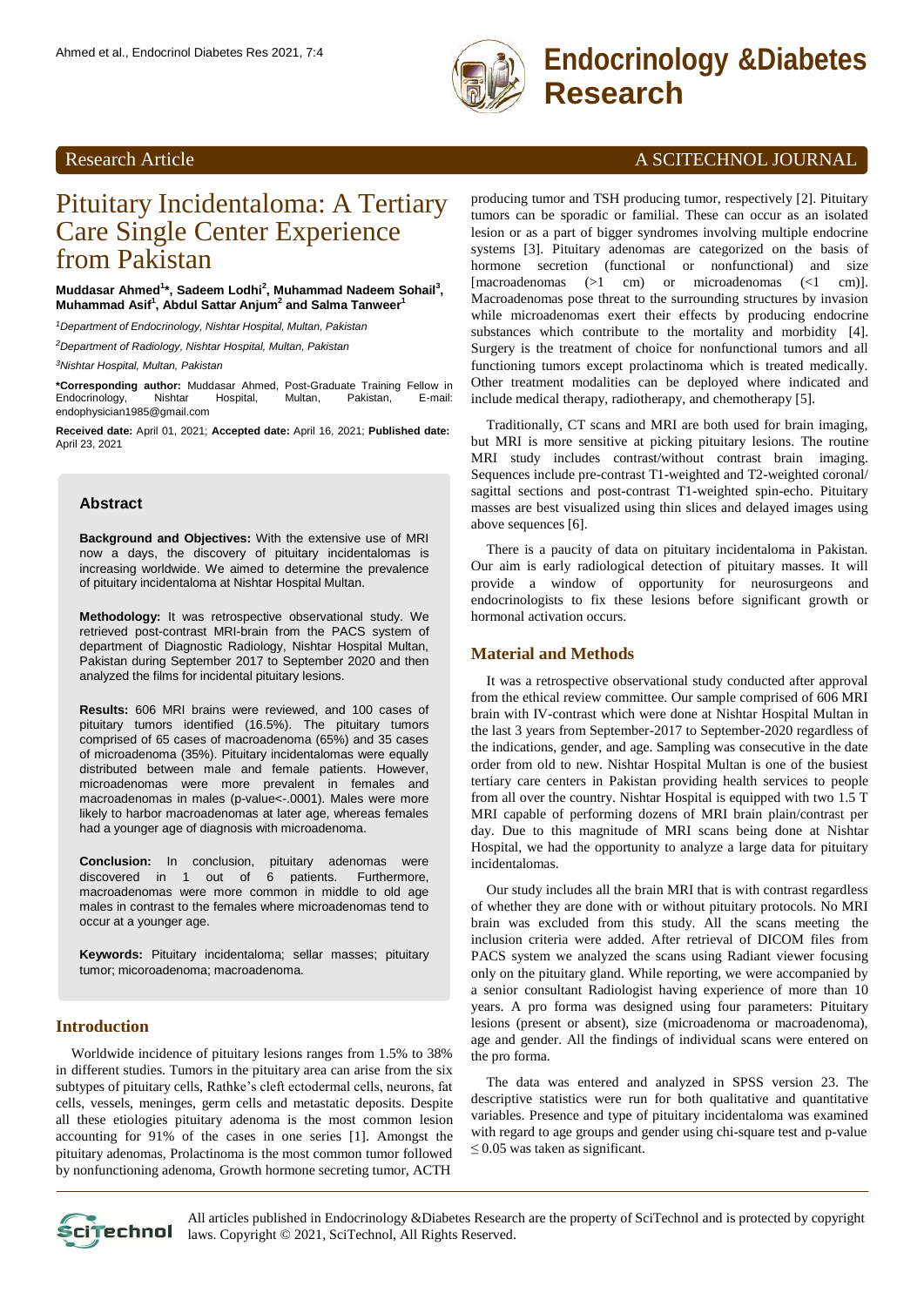Research Article

# Pituitary Incidentaloma: A Tertiary Care Single Center Experience from Pakistan

**Muddasar Ahmed[1]*, Sadeem Lodhi[2], Muhammad Nadeem Sohail[3], Muhammad Asif[1], Abdul Sattar Anjum[2] and Salma Tanweer[1]**

[1]*Department of Endocrinology, Nishtar Hospital, Multan, Pakistan*

[2]*Department of Radiology, Nishtar Hospital, Multan, Pakistan*

[3]*Nishtar Hospital, Multan, Pakistan*

**\*Corresponding author:** Muddasar Ahmed, Post-Graduate Training Fellow in Endocrinology, Nishtar Hospital, Multan, Pakistan, E-mail: endophysician1985@gmail.com

**Received date:** April 01, 2021; **Accepted date:** April 16, 2021; **Published date:** April 23, 2021

## Abstract

**Background and Objectives:** With the extensive use of MRI now a days, the discovery of pituitary incidentalomas is increasing worldwide. We aimed to determine the prevalence of pituitary incidentaloma at Nishtar Hospital Multan.

**Methodology:** It was retrospective observational study. We retrieved post-contrast MRI-brain from the PACS system of department of Diagnostic Radiology, Nishtar Hospital Multan, Pakistan during September 2017 to September 2020 and then analyzed the films for incidental pituitary lesions.

**Results:** 606 MRI brains were reviewed, and 100 cases of pituitary tumors identified (16.5%). The pituitary tumors comprised of 65 cases of macroadenoma (65%) and 35 cases of microadenoma (35%). Pituitary incidentalomas were equally distributed between male and female patients. However, microadenomas were more prevalent in females and macroadenomas in males (p-value<-.0001). Males were more likely to harbor macroadenomas at later age, whereas females had a younger age of diagnosis with microadenoma.

**Conclusion:** In conclusion, pituitary adenomas were discovered in 1 out of 6 patients. Furthermore, macroadenomas were more common in middle to old age males in contrast to the females where microadenomas tend to occur at a younger age.

**Keywords:** Pituitary incidentaloma; sellar masses; pituitary tumor; micoroadenoma; macroadenoma.

## Introduction

Worldwide incidence of pituitary lesions ranges from 1.5% to 38% in different studies. Tumors in the pituitary area can arise from the six subtypes of pituitary cells, Rathke's cleft ectodermal cells, neurons, fat cells, vessels, meninges, germ cells and metastatic deposits. Despite all these etiologies pituitary adenoma is the most common lesion accounting for 91% of the cases in one series [1]. Amongst the pituitary adenomas, Prolactinoma is the most common tumor followed by nonfunctioning adenoma, Growth hormone secreting tumor, ACTH producing tumor and TSH producing tumor, respectively [2]. Pituitary tumors can be sporadic or familial. These can occur as an isolated lesion or as a part of bigger syndromes involving multiple endocrine systems [3]. Pituitary adenomas are categorized on the basis of hormone secretion (functional or nonfunctional) and size [macroadenomas (>1 cm) or microadenomas (<1 cm)]. Macroadenomas pose threat to the surrounding structures by invasion while microadenomas exert their effects by producing endocrine substances which contribute to the mortality and morbidity [4]. Surgery is the treatment of choice for nonfunctional tumors and all functioning tumors except prolactinoma which is treated medically. Other treatment modalities can be deployed where indicated and include medical therapy, radiotherapy, and chemotherapy [5].

Traditionally, CT scans and MRI are both used for brain imaging, but MRI is more sensitive at picking pituitary lesions. The routine MRI study includes contrast/without contrast brain imaging. Sequences include pre-contrast T1-weighted and T2-weighted coronal/ sagittal sections and post-contrast T1-weighted spin-echo. Pituitary masses are best visualized using thin slices and delayed images using above sequences [6].

There is a paucity of data on pituitary incidentaloma in Pakistan. Our aim is early radiological detection of pituitary masses. It will provide a window of opportunity for neurosurgeons and endocrinologists to fix these lesions before significant growth or hormonal activation occurs.

## Material and Methods

It was a retrospective observational study conducted after approval from the ethical review committee. Our sample comprised of 606 MRI brain with IV-contrast which were done at Nishtar Hospital Multan in the last 3 years from September-2017 to September-2020 regardless of the indications, gender, and age. Sampling was consecutive in the date order from old to new. Nishtar Hospital Multan is one of the busiest tertiary care centers in Pakistan providing health services to people from all over the country. Nishtar Hospital is equipped with two 1.5 T MRI capable of performing dozens of MRI brain plain/contrast per day. Due to this magnitude of MRI scans being done at Nishtar Hospital, we had the opportunity to analyze a large data for pituitary incidentalomas.

Our study includes all the brain MRI that is with contrast regardless of whether they are done with or without pituitary protocols. No MRI brain was excluded from this study. All the scans meeting the inclusion criteria were added. After retrieval of DICOM files from PACS system we analyzed the scans using Radiant viewer focusing only on the pituitary gland. While reporting, we were accompanied by a senior consultant Radiologist having experience of more than 10 years. A pro forma was designed using four parameters: Pituitary lesions (present or absent), size (microadenoma or macroadenoma), age and gender. All the findings of individual scans were entered on the pro forma.

The data was entered and analyzed in SPSS version 23. The descriptive statistics were run for both qualitative and quantitative variables. Presence and type of pituitary incidentaloma was examined with regard to age groups and gender using chi-square test and p-value $\leq 0.05$ was taken as significant.

All articles published in Endocrinology &Diabetes Research are the property of SciTechnol and is protected by copyright laws. Copyright © 2021, SciTechnol, All Rights Reserved.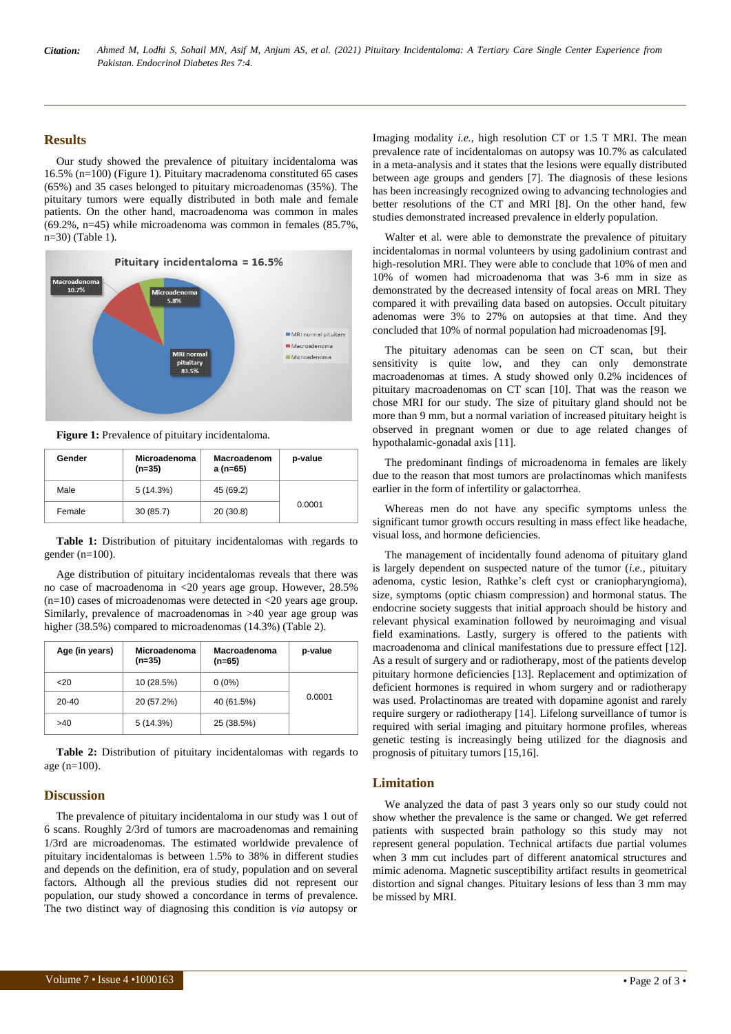## Results

Our study showed the prevalence of pituitary incidentaloma was 16.5% (n=100) (Figure 1). Pituitary macradenoma constituted 65 cases (65%) and 35 cases belonged to pituitary microadenomas (35%). The pituitary tumors were equally distributed in both male and female patients. On the other hand, macroadenoma was common in males (69.2%, n=45) while microadenoma was common in females (85.7%, n=30) (Table 1).

Pituitary incidentaloma = 16.5%

Macroadenoma 10.7%

Microadenoma 5.8%

MRI normal pituitary 83.5%

MRI normal pituitary

Macroadenoma

Microadenoma

**Figure 1:** Prevalence of pituitary incidentaloma.

| Gender | Microadenoma (n=35) | Macroadenoma (n=65) | p-value |
|---|---|---|---|
| Male | 5 (14.3%) | 45 (69.2) | 0.0001 |
| Female | 30 (85.7) | 20 (30.8) | |

**Table 1:** Distribution of pituitary incidentalomas with regards to gender (n=100).

Age distribution of pituitary incidentalomas reveals that there was no case of macroadenoma in <20 years age group. However, 28.5% (n=10) cases of microadenomas were detected in <20 years age group. Similarly, prevalence of macroadenomas in >40 year age group was higher (38.5%) compared to microadenomas (14.3%) (Table 2).

| Age (in years) | Microadenoma (n=35) | Macroadenoma (n=65) | p-value |
|---|---|---|---|
| <20 | 10 (28.5%) | 0 (0%) | 0.0001 |
| 20-40 | 20 (57.2%) | 40 (61.5%) | |
| >40 | 5 (14.3%) | 25 (38.5%) | |

**Table 2:** Distribution of pituitary incidentalomas with regards to age (n=100).

## Discussion

The prevalence of pituitary incidentaloma in our study was 1 out of 6 scans. Roughly 2/3rd of tumors are macroadenomas and remaining 1/3rd are microadenomas. The estimated worldwide prevalence of pituitary incidentalomas is between 1.5% to 38% in different studies and depends on the definition, era of study, population and on several factors. Although all the previous studies did not represent our population, our study showed a concordance in terms of prevalence. The two distinct way of diagnosing this condition is *via* autopsy or Imaging modality *i.e.,* high resolution CT or 1.5 T MRI. The mean prevalence rate of incidentalomas on autopsy was 10.7% as calculated in a meta-analysis and it states that the lesions were equally distributed between age groups and genders [7]. The diagnosis of these lesions has been increasingly recognized owing to advancing technologies and better resolutions of the CT and MRI [8]. On the other hand, few studies demonstrated increased prevalence in elderly population.

Walter et al. were able to demonstrate the prevalence of pituitary incidentalomas in normal volunteers by using gadolinium contrast and high-resolution MRI. They were able to conclude that 10% of men and 10% of women had microadenoma that was 3-6 mm in size as demonstrated by the decreased intensity of focal areas on MRI. They compared it with prevailing data based on autopsies. Occult pituitary adenomas were 3% to 27% on autopsies at that time. And they concluded that 10% of normal population had microadenomas [9].

The pituitary adenomas can be seen on CT scan, but their sensitivity is quite low, and they can only demonstrate macroadenomas at times. A study showed only 0.2% incidences of pituitary macroadenomas on CT scan [10]. That was the reason we chose MRI for our study. The size of pituitary gland should not be more than 9 mm, but a normal variation of increased pituitary height is observed in pregnant women or due to age related changes of hypothalamic-gonadal axis [11].

The predominant findings of microadenoma in females are likely due to the reason that most tumors are prolactinomas which manifests earlier in the form of infertility or galactorrhea.

Whereas men do not have any specific symptoms unless the significant tumor growth occurs resulting in mass effect like headache, visual loss, and hormone deficiencies.

The management of incidentally found adenoma of pituitary gland is largely dependent on suspected nature of the tumor (*i.e.,* pituitary adenoma, cystic lesion, Rathke's cleft cyst or craniopharyngioma), size, symptoms (optic chiasm compression) and hormonal status. The endocrine society suggests that initial approach should be history and relevant physical examination followed by neuroimaging and visual field examinations. Lastly, surgery is offered to the patients with macroadenoma and clinical manifestations due to pressure effect [12]. As a result of surgery and or radiotherapy, most of the patients develop pituitary hormone deficiencies [13]. Replacement and optimization of deficient hormones is required in whom surgery and or radiotherapy was used. Prolactinomas are treated with dopamine agonist and rarely require surgery or radiotherapy [14]. Lifelong surveillance of tumor is required with serial imaging and pituitary hormone profiles, whereas genetic testing is increasingly being utilized for the diagnosis and prognosis of pituitary tumors [15,16].

## Limitation

We analyzed the data of past 3 years only so our study could not show whether the prevalence is the same or changed. We get referred patients with suspected brain pathology so this study may not represent general population. Technical artifacts due partial volumes when 3 mm cut includes part of different anatomical structures and mimic adenoma. Magnetic susceptibility artifact results in geometrical distortion and signal changes. Pituitary lesions of less than 3 mm may be missed by MRI.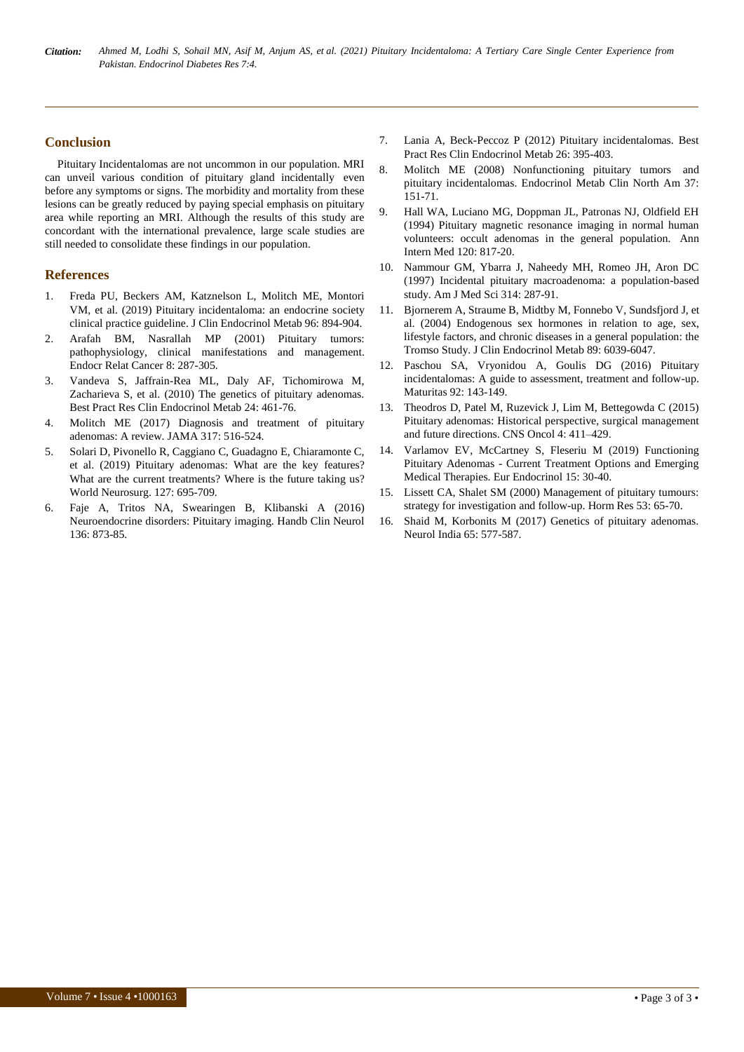## Conclusion

Pituitary Incidentalomas are not uncommon in our population. MRI can unveil various condition of pituitary gland incidentally even before any symptoms or signs. The morbidity and mortality from these lesions can be greatly reduced by paying special emphasis on pituitary area while reporting an MRI. Although the results of this study are concordant with the international prevalence, large scale studies are still needed to consolidate these findings in our population.

## References

1. Freda PU, Beckers AM, Katznelson L, Molitch ME, Montori VM, et al. (2019) Pituitary incidentaloma: an endocrine society clinical practice guideline. J Clin Endocrinol Metab 96: 894-904.
2. Arafah BM, Nasrallah MP (2001) Pituitary tumors: pathophysiology, clinical manifestations and management. Endocr Relat Cancer 8: 287-305.
3. Vandeva S, Jaffrain-Rea ML, Daly AF, Tichomirowa M, Zacharieva S, et al. (2010) The genetics of pituitary adenomas. Best Pract Res Clin Endocrinol Metab 24: 461-76.
4. Molitch ME (2017) Diagnosis and treatment of pituitary adenomas: A review. JAMA 317: 516-524.
5. Solari D, Pivonello R, Caggiano C, Guadagno E, Chiaramonte C, et al. (2019) Pituitary adenomas: What are the key features? What are the current treatments? Where is the future taking us? World Neurosurg. 127: 695-709.
6. Faje A, Tritos NA, Swearingen B, Klibanski A (2016) Neuroendocrine disorders: Pituitary imaging. Handb Clin Neurol 136: 873-85.
7. Lania A, Beck-Peccoz P (2012) Pituitary incidentalomas. Best Pract Res Clin Endocrinol Metab 26: 395-403.
8. Molitch ME (2008) Nonfunctioning pituitary tumors and pituitary incidentalomas. Endocrinol Metab Clin North Am 37: 151-71.
9. Hall WA, Luciano MG, Doppman JL, Patronas NJ, Oldfield EH (1994) Pituitary magnetic resonance imaging in normal human volunteers: occult adenomas in the general population. Ann Intern Med 120: 817-20.
10. Nammour GM, Ybarra J, Naheedy MH, Romeo JH, Aron DC (1997) Incidental pituitary macroadenoma: a population-based study. Am J Med Sci 314: 287-91.
11. Bjornerem A, Straume B, Midtby M, Fonnebo V, Sundsfjord J, et al. (2004) Endogenous sex hormones in relation to age, sex, lifestyle factors, and chronic diseases in a general population: the Tromso Study. J Clin Endocrinol Metab 89: 6039-6047.
12. Paschou SA, Vryonidou A, Goulis DG (2016) Pituitary incidentalomas: A guide to assessment, treatment and follow-up. Maturitas 92: 143-149.
13. Theodros D, Patel M, Ruzevick J, Lim M, Bettegowda C (2015) Pituitary adenomas: Historical perspective, surgical management and future directions. CNS Oncol 4: 411–429.
14. Varlamov EV, McCartney S, Fleseriu M (2019) Functioning Pituitary Adenomas - Current Treatment Options and Emerging Medical Therapies. Eur Endocrinol 15: 30-40.
15. Lissett CA, Shalet SM (2000) Management of pituitary tumours: strategy for investigation and follow-up. Horm Res 53: 65-70.
16. Shaid M, Korbonits M (2017) Genetics of pituitary adenomas. Neurol India 65: 577-587.